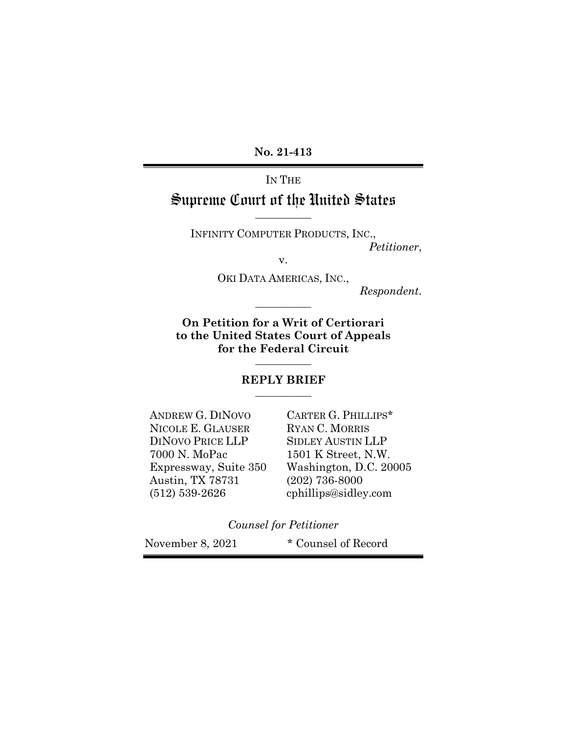**No. 21-413**

IN THE

# Supreme Court of the United States

---

INFINITY COMPUTER PRODUCTS, INC.,
*Petitioner*,

v.

OKI DATA AMERICAS, INC.,
*Respondent*.

---

**On Petition for a Writ of Certiorari to the United States Court of Appeals for the Federal Circuit**

---

**REPLY BRIEF**

---

ANDREW G. DINOVO
NICOLE E. GLAUSER
DINOVO PRICE LLP
7000 N. MoPac
Expressway, Suite 350
Austin, TX 78731
(512) 539-2626

CARTER G. PHILLIPS*
RYAN C. MORRIS
SIDLEY AUSTIN LLP
1501 K Street, N.W.
Washington, D.C. 20005
(202) 736-8000
cphillips@sidley.com

*Counsel for Petitioner*

November 8, 2021

\* Counsel of Record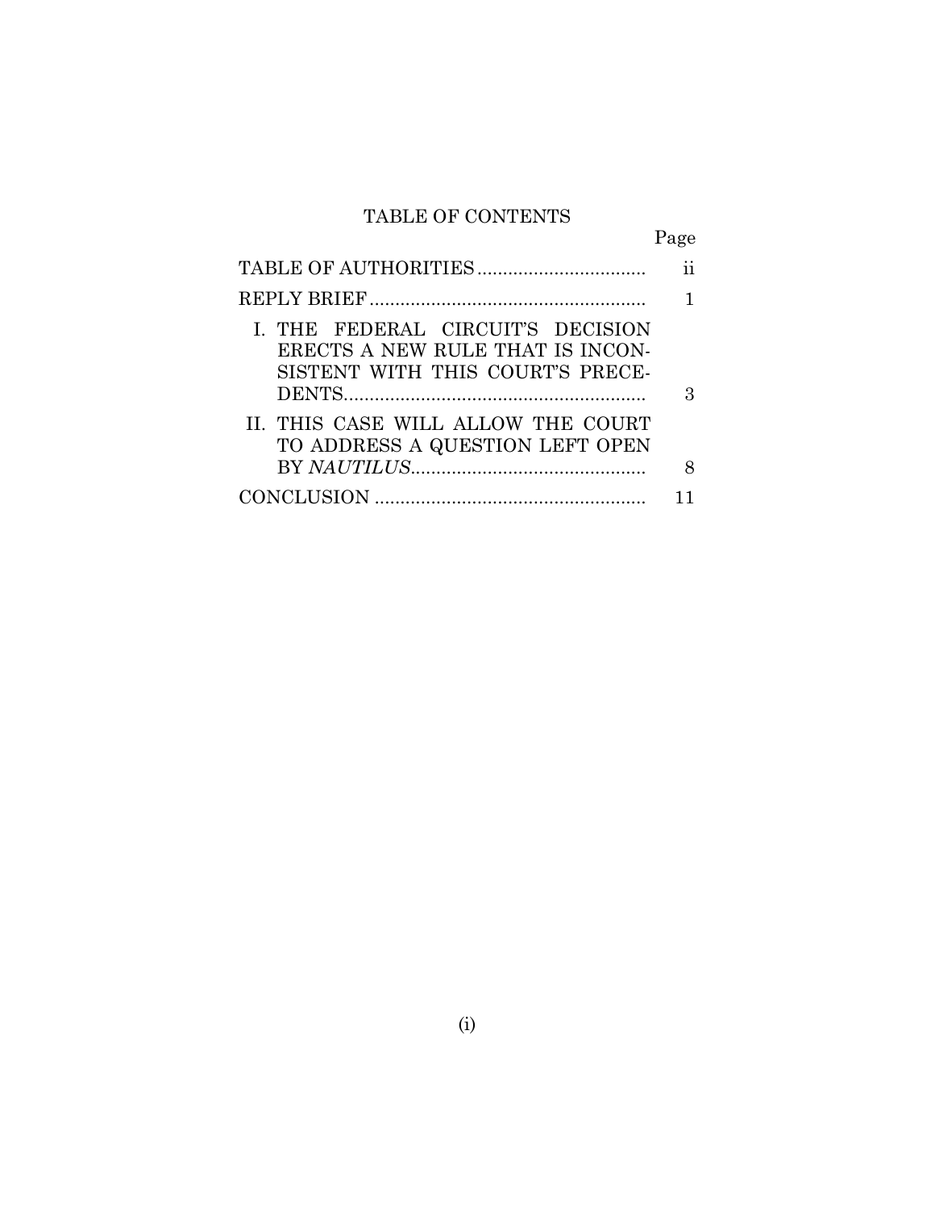# TABLE OF CONTENTS

| | Page |
|---|---|
| TABLE OF AUTHORITIES | ii |
| REPLY BRIEF | 1 |
| I. THE FEDERAL CIRCUIT'S DECISION ERECTS A NEW RULE THAT IS INCONSISTENT WITH THIS COURT'S PRECEDENTS | 3 |
| II. THIS CASE WILL ALLOW THE COURT TO ADDRESS A QUESTION LEFT OPEN BY *NAUTILUS* | 8 |
| CONCLUSION | 11 |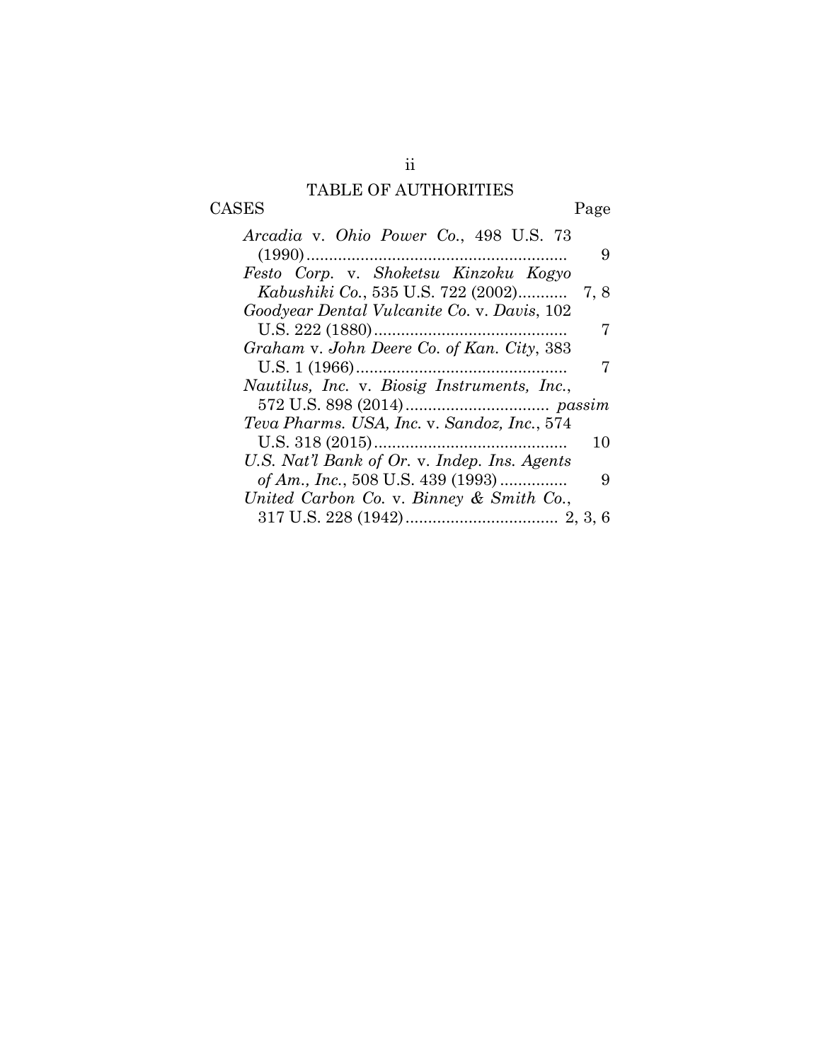# TABLE OF AUTHORITIES

| CASES | Page |
|---|---|
| *Arcadia* v. *Ohio Power Co.*, 498 U.S. 73 (1990) | 9 |
| *Festo Corp.* v. *Shoketsu Kinzoku Kogyo Kabushiki Co.*, 535 U.S. 722 (2002) | 7, 8 |
| *Goodyear Dental Vulcanite Co.* v. *Davis*, 102 U.S. 222 (1880) | 7 |
| *Graham* v. *John Deere Co. of Kan. City*, 383 U.S. 1 (1966) | 7 |
| *Nautilus, Inc.* v. *Biosig Instruments, Inc.*, 572 U.S. 898 (2014) | *passim* |
| *Teva Pharms. USA, Inc.* v. *Sandoz, Inc.*, 574 U.S. 318 (2015) | 10 |
| *U.S. Nat'l Bank of Or.* v. *Indep. Ins. Agents of Am., Inc.*, 508 U.S. 439 (1993) | 9 |
| *United Carbon Co.* v. *Binney & Smith Co.*, 317 U.S. 228 (1942) | 2, 3, 6 |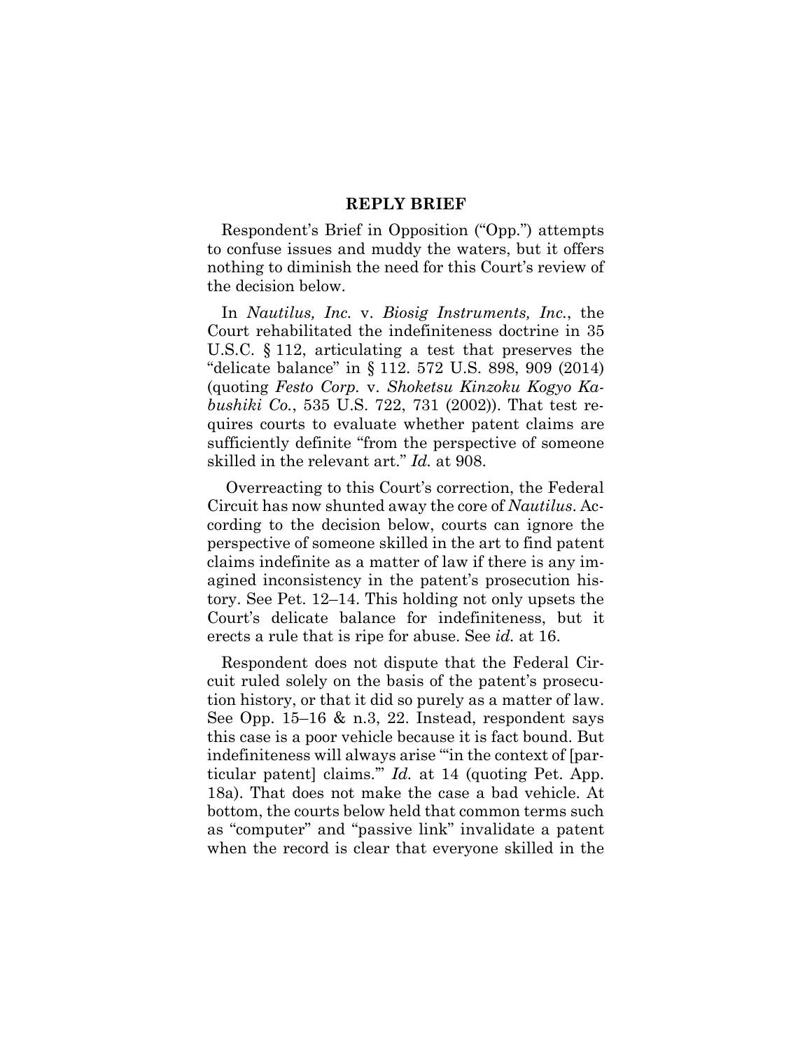## REPLY BRIEF

Respondent's Brief in Opposition ("Opp.") attempts to confuse issues and muddy the waters, but it offers nothing to diminish the need for this Court's review of the decision below.

In *Nautilus, Inc.* v. *Biosig Instruments, Inc.*, the Court rehabilitated the indefiniteness doctrine in 35 U.S.C. § 112, articulating a test that preserves the "delicate balance" in § 112. 572 U.S. 898, 909 (2014) (quoting *Festo Corp.* v. *Shoketsu Kinzoku Kogyo Kabushiki Co.*, 535 U.S. 722, 731 (2002)). That test requires courts to evaluate whether patent claims are sufficiently definite "from the perspective of someone skilled in the relevant art." *Id.* at 908.

Overreacting to this Court's correction, the Federal Circuit has now shunted away the core of *Nautilus*. According to the decision below, courts can ignore the perspective of someone skilled in the art to find patent claims indefinite as a matter of law if there is any imagined inconsistency in the patent's prosecution history. See Pet. 12–14. This holding not only upsets the Court's delicate balance for indefiniteness, but it erects a rule that is ripe for abuse. See *id.* at 16.

Respondent does not dispute that the Federal Circuit ruled solely on the basis of the patent's prosecution history, or that it did so purely as a matter of law. See Opp. 15–16 & n.3, 22. Instead, respondent says this case is a poor vehicle because it is fact bound. But indefiniteness will always arise "'in the context of [particular patent] claims.'" *Id.* at 14 (quoting Pet. App. 18a). That does not make the case a bad vehicle. At bottom, the courts below held that common terms such as "computer" and "passive link" invalidate a patent when the record is clear that everyone skilled in the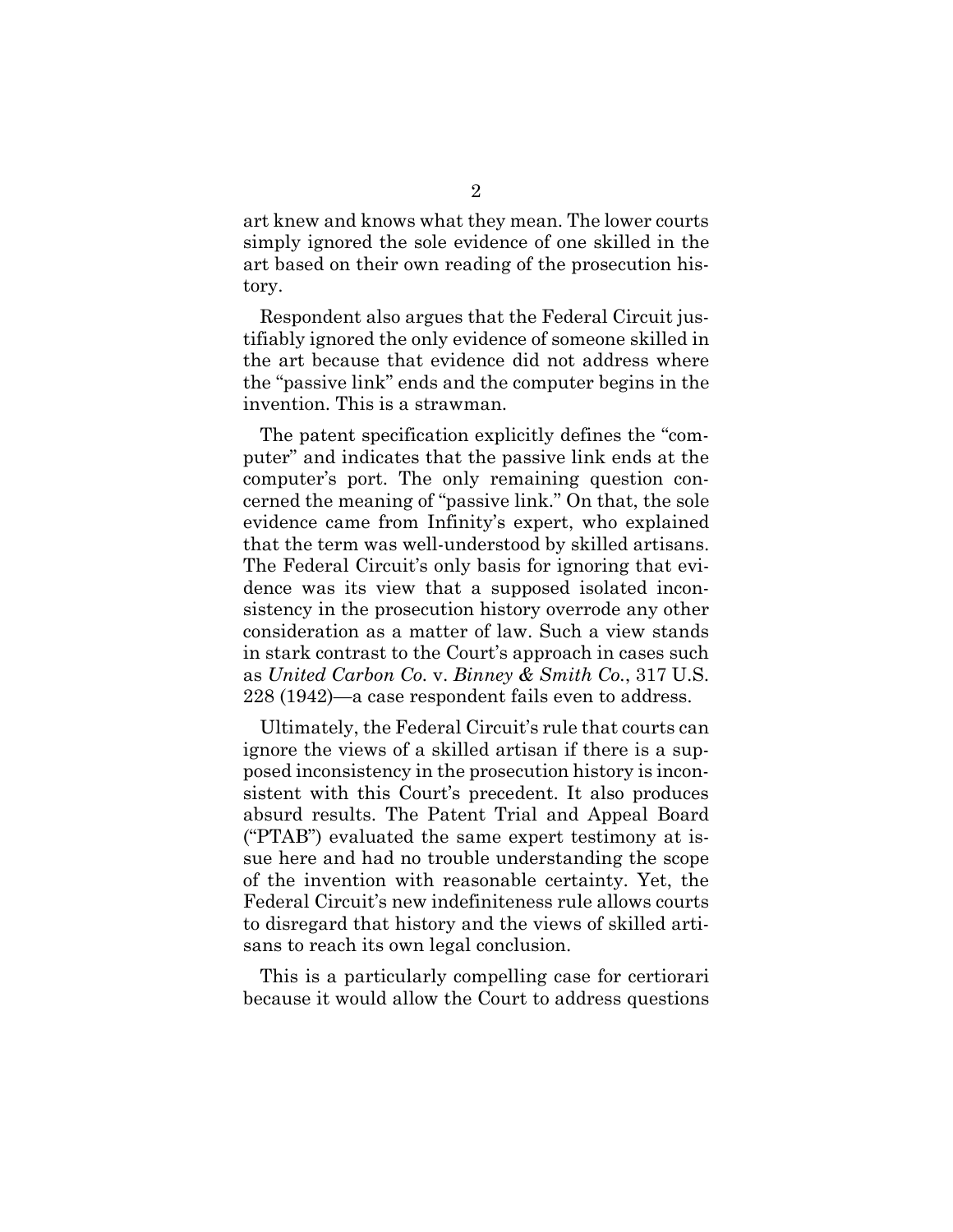art knew and knows what they mean. The lower courts simply ignored the sole evidence of one skilled in the art based on their own reading of the prosecution history.

Respondent also argues that the Federal Circuit justifiably ignored the only evidence of someone skilled in the art because that evidence did not address where the "passive link" ends and the computer begins in the invention. This is a strawman.

The patent specification explicitly defines the "computer" and indicates that the passive link ends at the computer's port. The only remaining question concerned the meaning of "passive link." On that, the sole evidence came from Infinity's expert, who explained that the term was well-understood by skilled artisans. The Federal Circuit's only basis for ignoring that evidence was its view that a supposed isolated inconsistency in the prosecution history overrode any other consideration as a matter of law. Such a view stands in stark contrast to the Court's approach in cases such as *United Carbon Co.* v. *Binney & Smith Co.*, 317 U.S. 228 (1942)—a case respondent fails even to address.

Ultimately, the Federal Circuit's rule that courts can ignore the views of a skilled artisan if there is a supposed inconsistency in the prosecution history is inconsistent with this Court's precedent. It also produces absurd results. The Patent Trial and Appeal Board ("PTAB") evaluated the same expert testimony at issue here and had no trouble understanding the scope of the invention with reasonable certainty. Yet, the Federal Circuit's new indefiniteness rule allows courts to disregard that history and the views of skilled artisans to reach its own legal conclusion.

This is a particularly compelling case for certiorari because it would allow the Court to address questions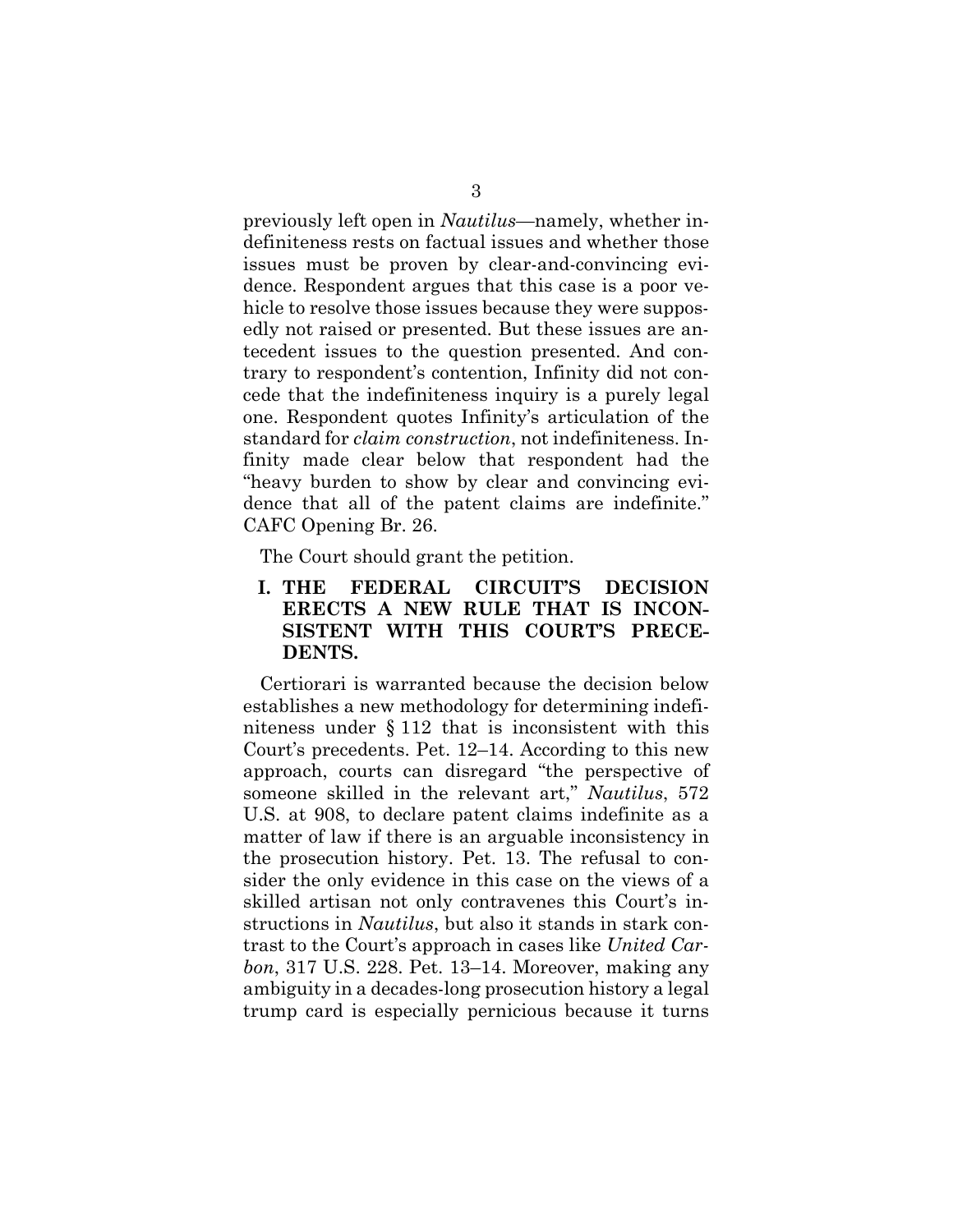previously left open in *Nautilus*—namely, whether indefiniteness rests on factual issues and whether those issues must be proven by clear-and-convincing evidence. Respondent argues that this case is a poor vehicle to resolve those issues because they were supposedly not raised or presented. But these issues are antecedent issues to the question presented. And contrary to respondent's contention, Infinity did not concede that the indefiniteness inquiry is a purely legal one. Respondent quotes Infinity's articulation of the standard for *claim construction*, not indefiniteness. Infinity made clear below that respondent had the "heavy burden to show by clear and convincing evidence that all of the patent claims are indefinite." CAFC Opening Br. 26.

The Court should grant the petition.

## I. THE FEDERAL CIRCUIT'S DECISION ERECTS A NEW RULE THAT IS INCONSISTENT WITH THIS COURT'S PRECEDENTS.

Certiorari is warranted because the decision below establishes a new methodology for determining indefiniteness under § 112 that is inconsistent with this Court's precedents. Pet. 12–14. According to this new approach, courts can disregard "the perspective of someone skilled in the relevant art," *Nautilus*, 572 U.S. at 908, to declare patent claims indefinite as a matter of law if there is an arguable inconsistency in the prosecution history. Pet. 13. The refusal to consider the only evidence in this case on the views of a skilled artisan not only contravenes this Court's instructions in *Nautilus*, but also it stands in stark contrast to the Court's approach in cases like *United Carbon*, 317 U.S. 228. Pet. 13–14. Moreover, making any ambiguity in a decades-long prosecution history a legal trump card is especially pernicious because it turns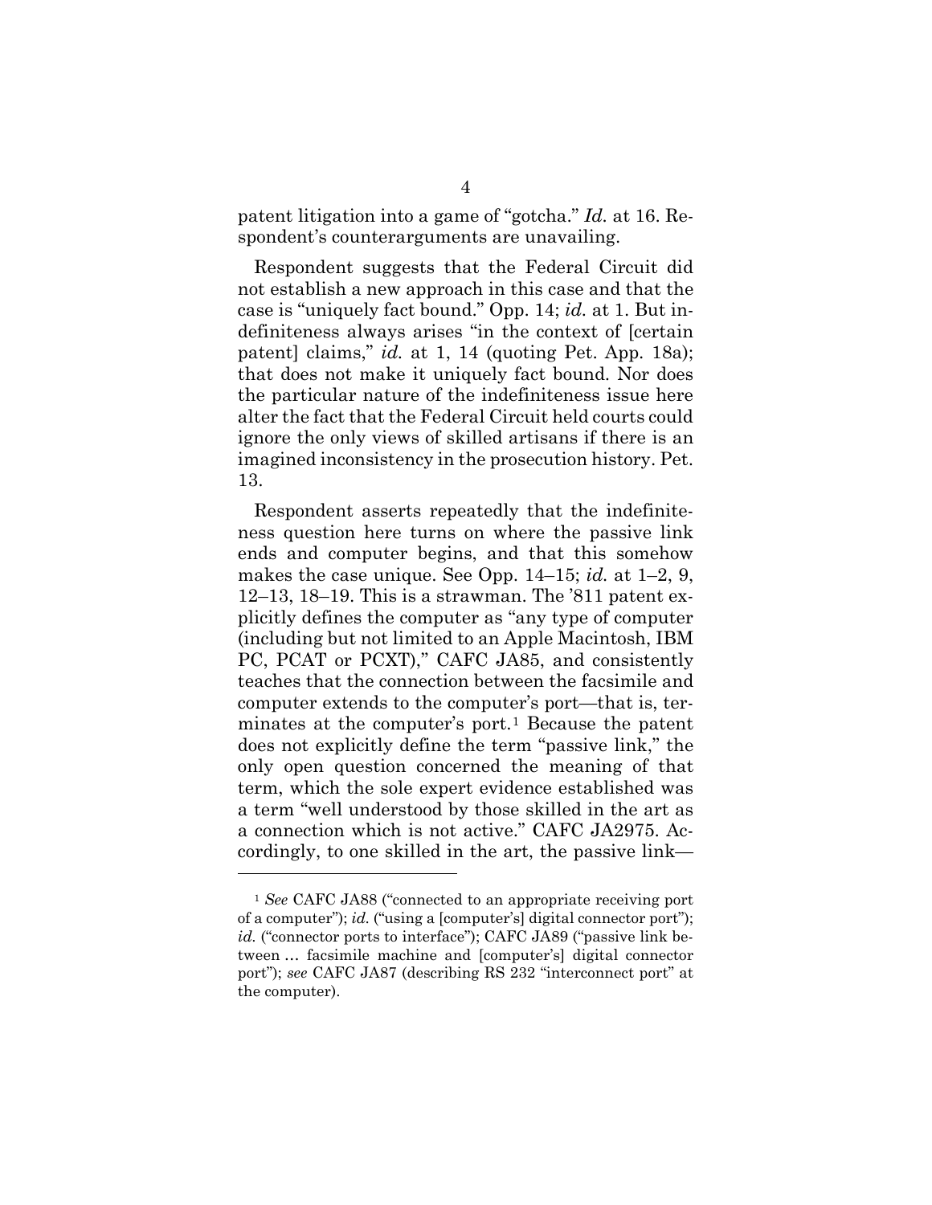patent litigation into a game of "gotcha." *Id.* at 16. Respondent's counterarguments are unavailing.

Respondent suggests that the Federal Circuit did not establish a new approach in this case and that the case is "uniquely fact bound." Opp. 14; *id.* at 1. But indefiniteness always arises "in the context of [certain patent] claims," *id.* at 1, 14 (quoting Pet. App. 18a); that does not make it uniquely fact bound. Nor does the particular nature of the indefiniteness issue here alter the fact that the Federal Circuit held courts could ignore the only views of skilled artisans if there is an imagined inconsistency in the prosecution history. Pet. 13.

Respondent asserts repeatedly that the indefiniteness question here turns on where the passive link ends and computer begins, and that this somehow makes the case unique. See Opp. 14–15; *id.* at 1–2, 9, 12–13, 18–19. This is a strawman. The '811 patent explicitly defines the computer as "any type of computer (including but not limited to an Apple Macintosh, IBM PC, PCAT or PCXT)," CAFC JA85, and consistently teaches that the connection between the facsimile and computer extends to the computer's port—that is, terminates at the computer's port.[1] Because the patent does not explicitly define the term "passive link," the only open question concerned the meaning of that term, which the sole expert evidence established was a term "well understood by those skilled in the art as a connection which is not active." CAFC JA2975. Accordingly, to one skilled in the art, the passive link—

---

[1] *See* CAFC JA88 ("connected to an appropriate receiving port of a computer"); *id.* ("using a [computer's] digital connector port"); *id.* ("connector ports to interface"); CAFC JA89 ("passive link between … facsimile machine and [computer's] digital connector port"); *see* CAFC JA87 (describing RS 232 "interconnect port" at the computer).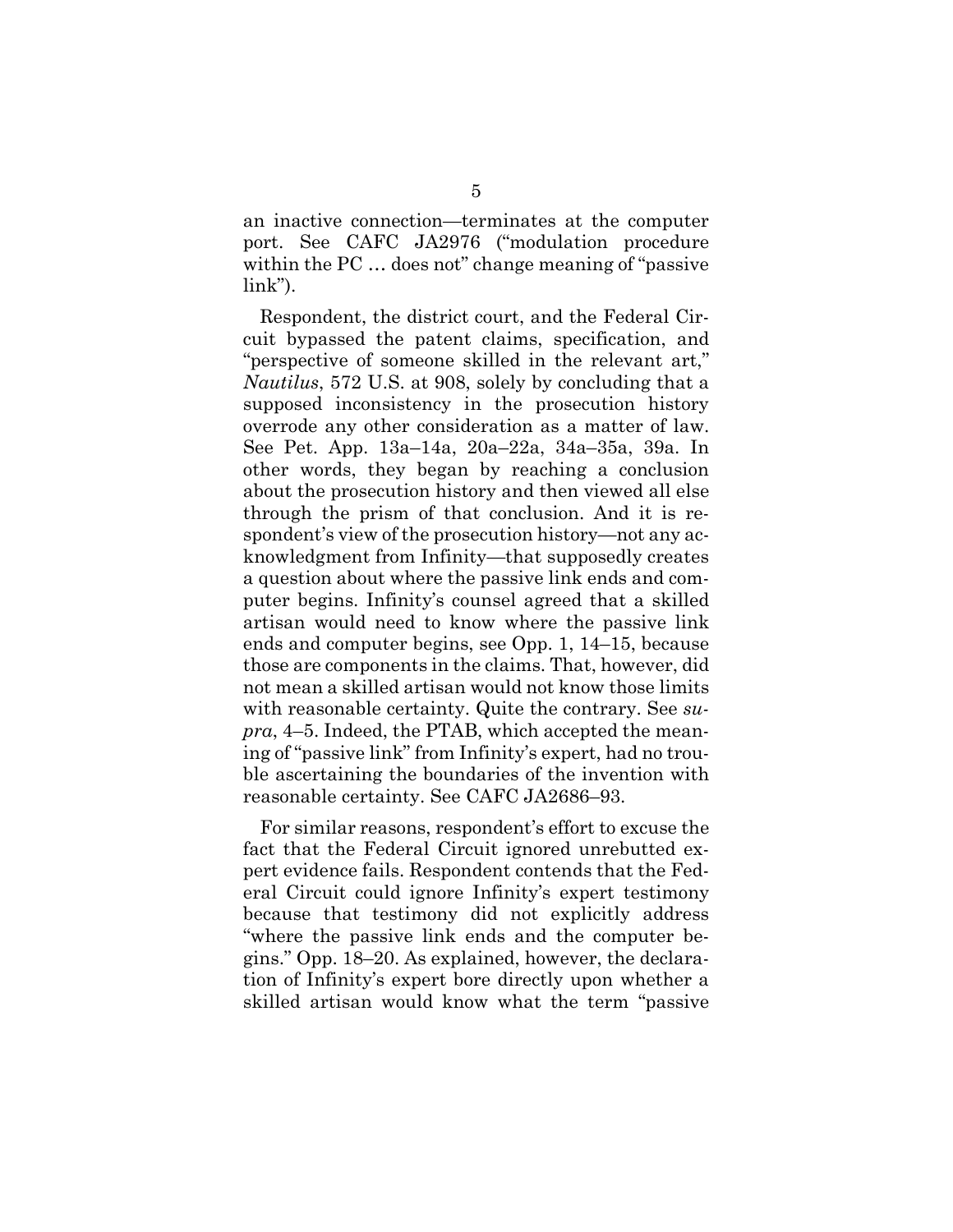an inactive connection—terminates at the computer port. See CAFC JA2976 ("modulation procedure within the PC … does not" change meaning of "passive link").

Respondent, the district court, and the Federal Circuit bypassed the patent claims, specification, and "perspective of someone skilled in the relevant art," *Nautilus*, 572 U.S. at 908, solely by concluding that a supposed inconsistency in the prosecution history overrode any other consideration as a matter of law. See Pet. App. 13a–14a, 20a–22a, 34a–35a, 39a. In other words, they began by reaching a conclusion about the prosecution history and then viewed all else through the prism of that conclusion. And it is respondent's view of the prosecution history—not any acknowledgment from Infinity—that supposedly creates a question about where the passive link ends and computer begins. Infinity's counsel agreed that a skilled artisan would need to know where the passive link ends and computer begins, see Opp. 1, 14–15, because those are components in the claims. That, however, did not mean a skilled artisan would not know those limits with reasonable certainty. Quite the contrary. See *supra*, 4–5. Indeed, the PTAB, which accepted the meaning of "passive link" from Infinity's expert, had no trouble ascertaining the boundaries of the invention with reasonable certainty. See CAFC JA2686–93.

For similar reasons, respondent's effort to excuse the fact that the Federal Circuit ignored unrebutted expert evidence fails. Respondent contends that the Federal Circuit could ignore Infinity's expert testimony because that testimony did not explicitly address "where the passive link ends and the computer begins." Opp. 18–20. As explained, however, the declaration of Infinity's expert bore directly upon whether a skilled artisan would know what the term "passive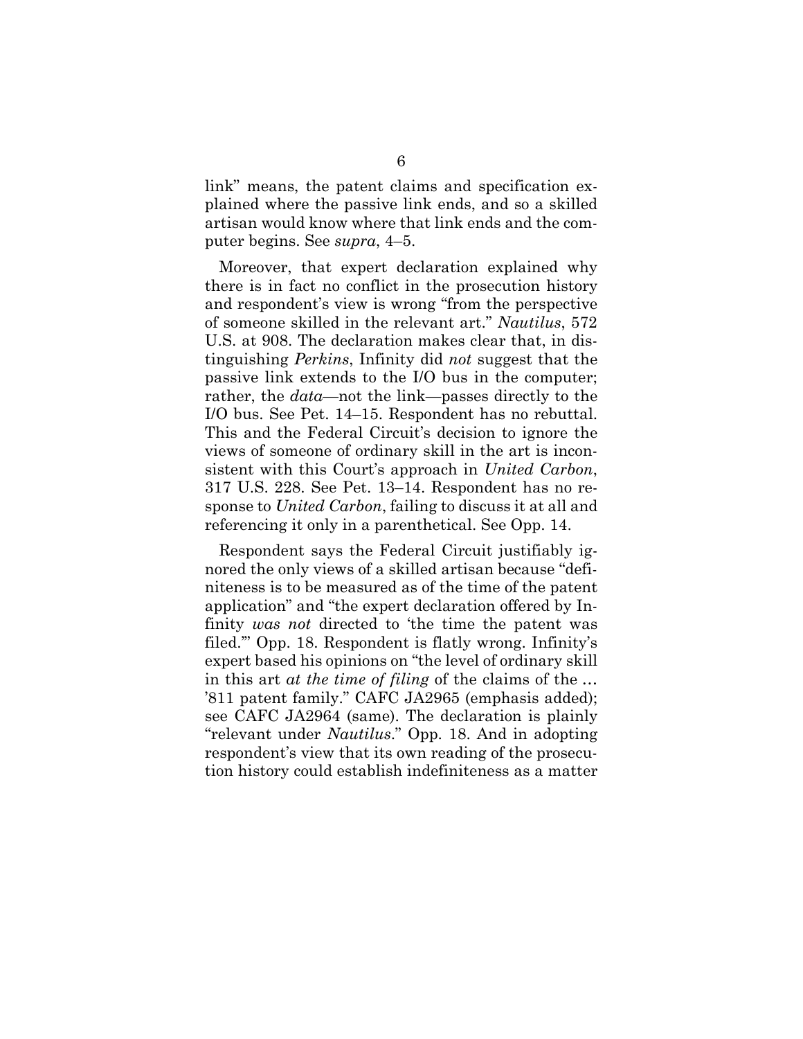link" means, the patent claims and specification explained where the passive link ends, and so a skilled artisan would know where that link ends and the computer begins. See *supra*, 4–5.

Moreover, that expert declaration explained why there is in fact no conflict in the prosecution history and respondent's view is wrong "from the perspective of someone skilled in the relevant art." *Nautilus*, 572 U.S. at 908. The declaration makes clear that, in distinguishing *Perkins*, Infinity did *not* suggest that the passive link extends to the I/O bus in the computer; rather, the *data*—not the link—passes directly to the I/O bus. See Pet. 14–15. Respondent has no rebuttal. This and the Federal Circuit's decision to ignore the views of someone of ordinary skill in the art is inconsistent with this Court's approach in *United Carbon*, 317 U.S. 228. See Pet. 13–14. Respondent has no response to *United Carbon*, failing to discuss it at all and referencing it only in a parenthetical. See Opp. 14.

Respondent says the Federal Circuit justifiably ignored the only views of a skilled artisan because "definiteness is to be measured as of the time of the patent application" and "the expert declaration offered by Infinity *was not* directed to 'the time the patent was filed.'" Opp. 18. Respondent is flatly wrong. Infinity's expert based his opinions on "the level of ordinary skill in this art *at the time of filing* of the claims of the … '811 patent family." CAFC JA2965 (emphasis added); see CAFC JA2964 (same). The declaration is plainly "relevant under *Nautilus*." Opp. 18. And in adopting respondent's view that its own reading of the prosecution history could establish indefiniteness as a matter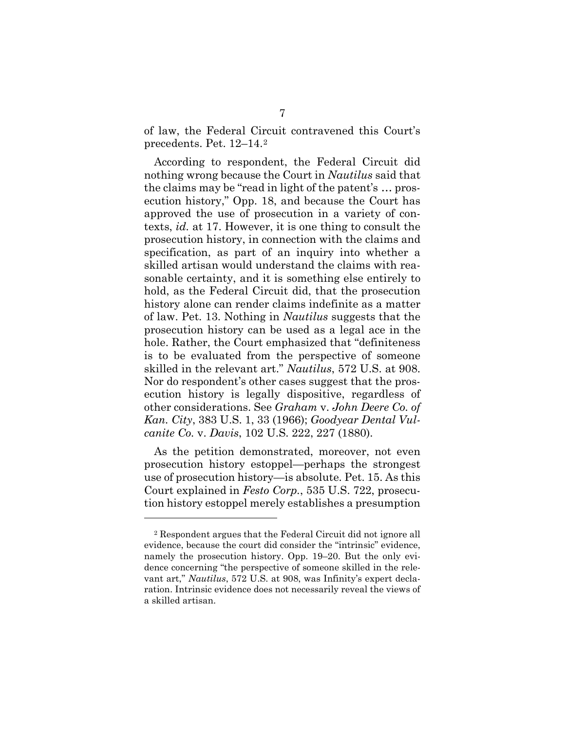of law, the Federal Circuit contravened this Court's precedents. Pet. 12–14.[2]

According to respondent, the Federal Circuit did nothing wrong because the Court in *Nautilus* said that the claims may be "read in light of the patent's … prosecution history," Opp. 18, and because the Court has approved the use of prosecution in a variety of contexts, *id.* at 17. However, it is one thing to consult the prosecution history, in connection with the claims and specification, as part of an inquiry into whether a skilled artisan would understand the claims with reasonable certainty, and it is something else entirely to hold, as the Federal Circuit did, that the prosecution history alone can render claims indefinite as a matter of law. Pet. 13. Nothing in *Nautilus* suggests that the prosecution history can be used as a legal ace in the hole. Rather, the Court emphasized that "definiteness is to be evaluated from the perspective of someone skilled in the relevant art." *Nautilus*, 572 U.S. at 908. Nor do respondent's other cases suggest that the prosecution history is legally dispositive, regardless of other considerations. See *Graham* v. *John Deere Co. of Kan. City*, 383 U.S. 1, 33 (1966); *Goodyear Dental Vulcanite Co.* v. *Davis*, 102 U.S. 222, 227 (1880).

As the petition demonstrated, moreover, not even prosecution history estoppel—perhaps the strongest use of prosecution history—is absolute. Pet. 15. As this Court explained in *Festo Corp.*, 535 U.S. 722, prosecution history estoppel merely establishes a presumption

---

[2] Respondent argues that the Federal Circuit did not ignore all evidence, because the court did consider the "intrinsic" evidence, namely the prosecution history. Opp. 19–20. But the only evidence concerning "the perspective of someone skilled in the relevant art," *Nautilus*, 572 U.S. at 908, was Infinity's expert declaration. Intrinsic evidence does not necessarily reveal the views of a skilled artisan.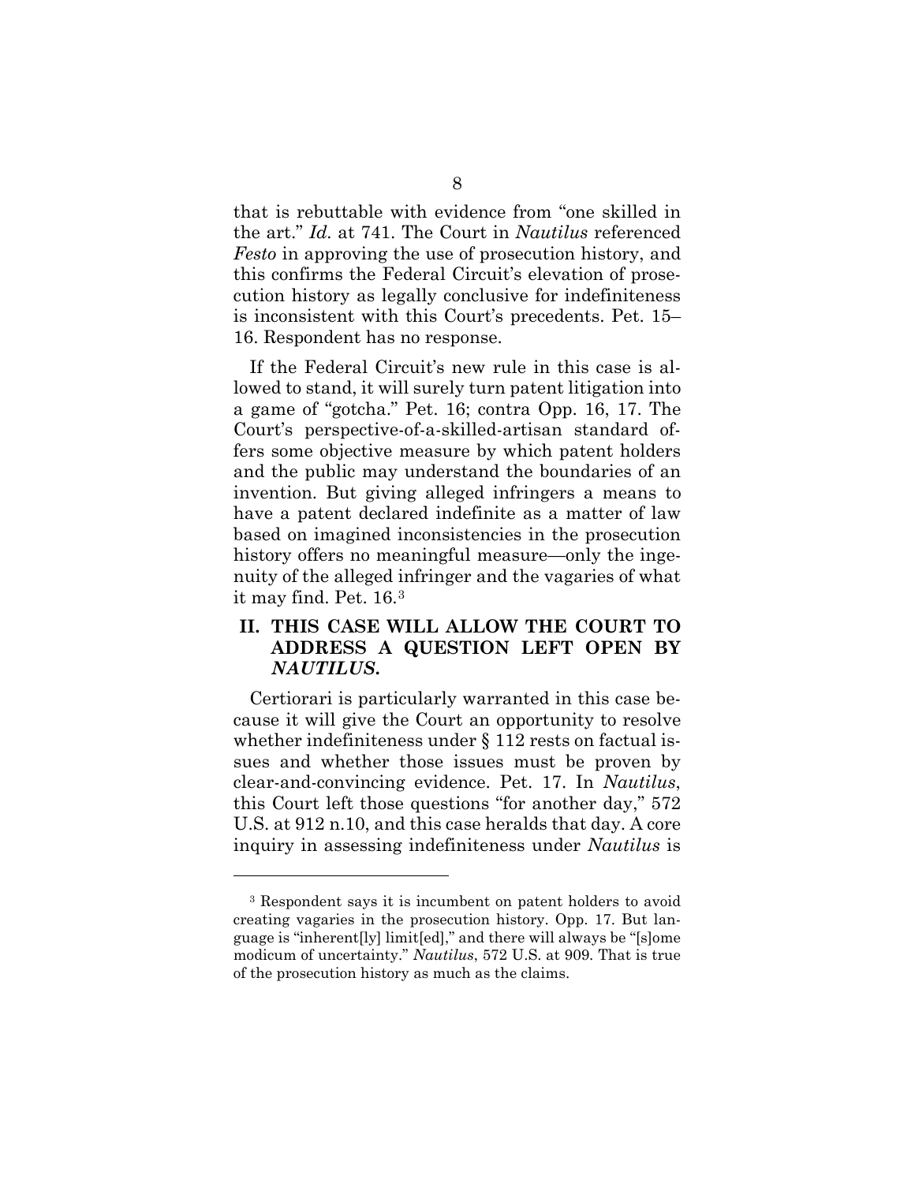that is rebuttable with evidence from "one skilled in the art." *Id.* at 741. The Court in *Nautilus* referenced *Festo* in approving the use of prosecution history, and this confirms the Federal Circuit's elevation of prosecution history as legally conclusive for indefiniteness is inconsistent with this Court's precedents. Pet. 15–16. Respondent has no response.

If the Federal Circuit's new rule in this case is allowed to stand, it will surely turn patent litigation into a game of "gotcha." Pet. 16; contra Opp. 16, 17. The Court's perspective-of-a-skilled-artisan standard offers some objective measure by which patent holders and the public may understand the boundaries of an invention. But giving alleged infringers a means to have a patent declared indefinite as a matter of law based on imagined inconsistencies in the prosecution history offers no meaningful measure—only the ingenuity of the alleged infringer and the vagaries of what it may find. Pet. 16.[3]

## II. THIS CASE WILL ALLOW THE COURT TO ADDRESS A QUESTION LEFT OPEN BY *NAUTILUS*.

Certiorari is particularly warranted in this case because it will give the Court an opportunity to resolve whether indefiniteness under § 112 rests on factual issues and whether those issues must be proven by clear-and-convincing evidence. Pet. 17. In *Nautilus*, this Court left those questions "for another day," 572 U.S. at 912 n.10, and this case heralds that day. A core inquiry in assessing indefiniteness under *Nautilus* is

---

[3] Respondent says it is incumbent on patent holders to avoid creating vagaries in the prosecution history. Opp. 17. But language is "inherent[ly] limit[ed]," and there will always be "[s]ome modicum of uncertainty." *Nautilus*, 572 U.S. at 909. That is true of the prosecution history as much as the claims.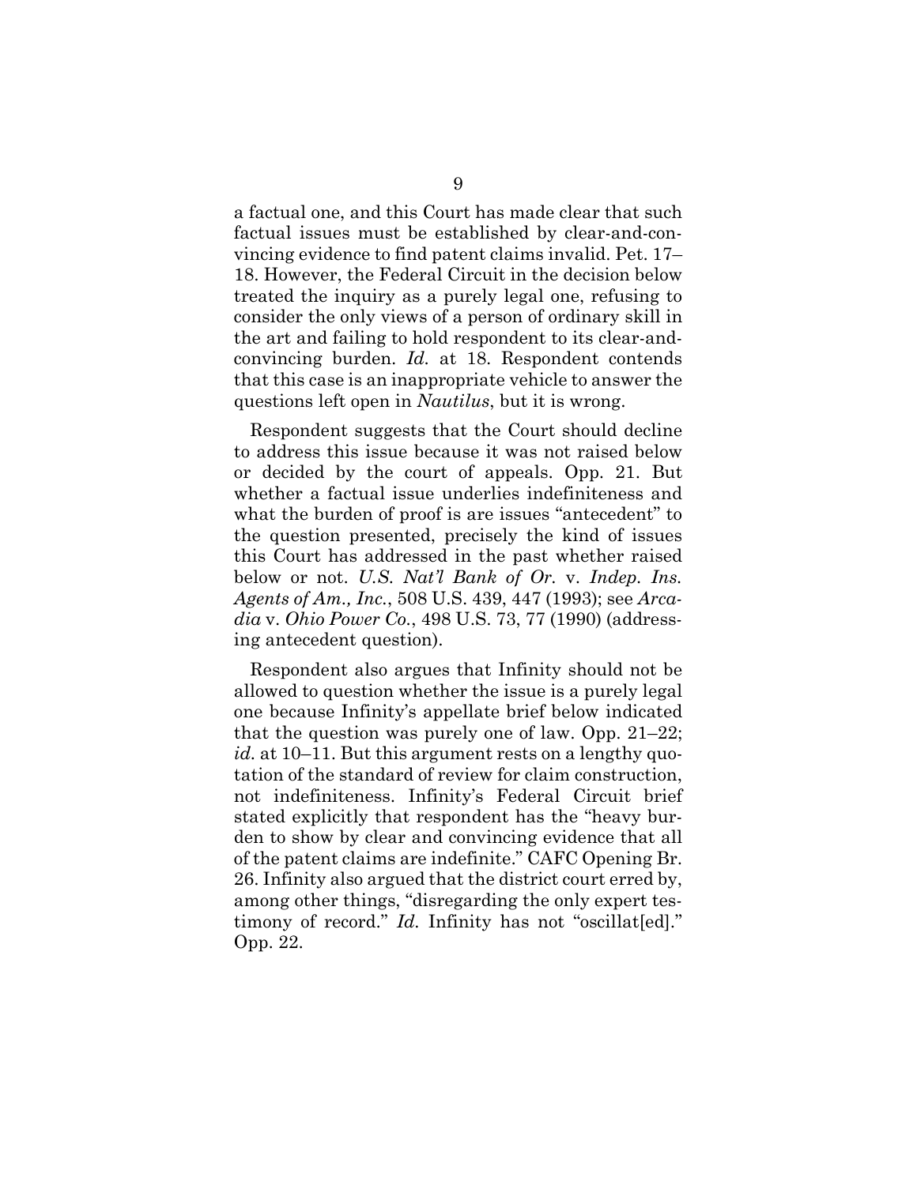a factual one, and this Court has made clear that such factual issues must be established by clear-and-convincing evidence to find patent claims invalid. Pet. 17–18. However, the Federal Circuit in the decision below treated the inquiry as a purely legal one, refusing to consider the only views of a person of ordinary skill in the art and failing to hold respondent to its clear-and-convincing burden. *Id.* at 18. Respondent contends that this case is an inappropriate vehicle to answer the questions left open in *Nautilus*, but it is wrong.

Respondent suggests that the Court should decline to address this issue because it was not raised below or decided by the court of appeals. Opp. 21. But whether a factual issue underlies indefiniteness and what the burden of proof is are issues "antecedent" to the question presented, precisely the kind of issues this Court has addressed in the past whether raised below or not. *U.S. Nat'l Bank of Or.* v. *Indep. Ins. Agents of Am., Inc.*, 508 U.S. 439, 447 (1993); see *Arcadia* v. *Ohio Power Co.*, 498 U.S. 73, 77 (1990) (addressing antecedent question).

Respondent also argues that Infinity should not be allowed to question whether the issue is a purely legal one because Infinity's appellate brief below indicated that the question was purely one of law. Opp. 21–22; *id.* at 10–11. But this argument rests on a lengthy quotation of the standard of review for claim construction, not indefiniteness. Infinity's Federal Circuit brief stated explicitly that respondent has the "heavy burden to show by clear and convincing evidence that all of the patent claims are indefinite." CAFC Opening Br. 26. Infinity also argued that the district court erred by, among other things, "disregarding the only expert testimony of record." *Id.* Infinity has not "oscillat[ed]." Opp. 22.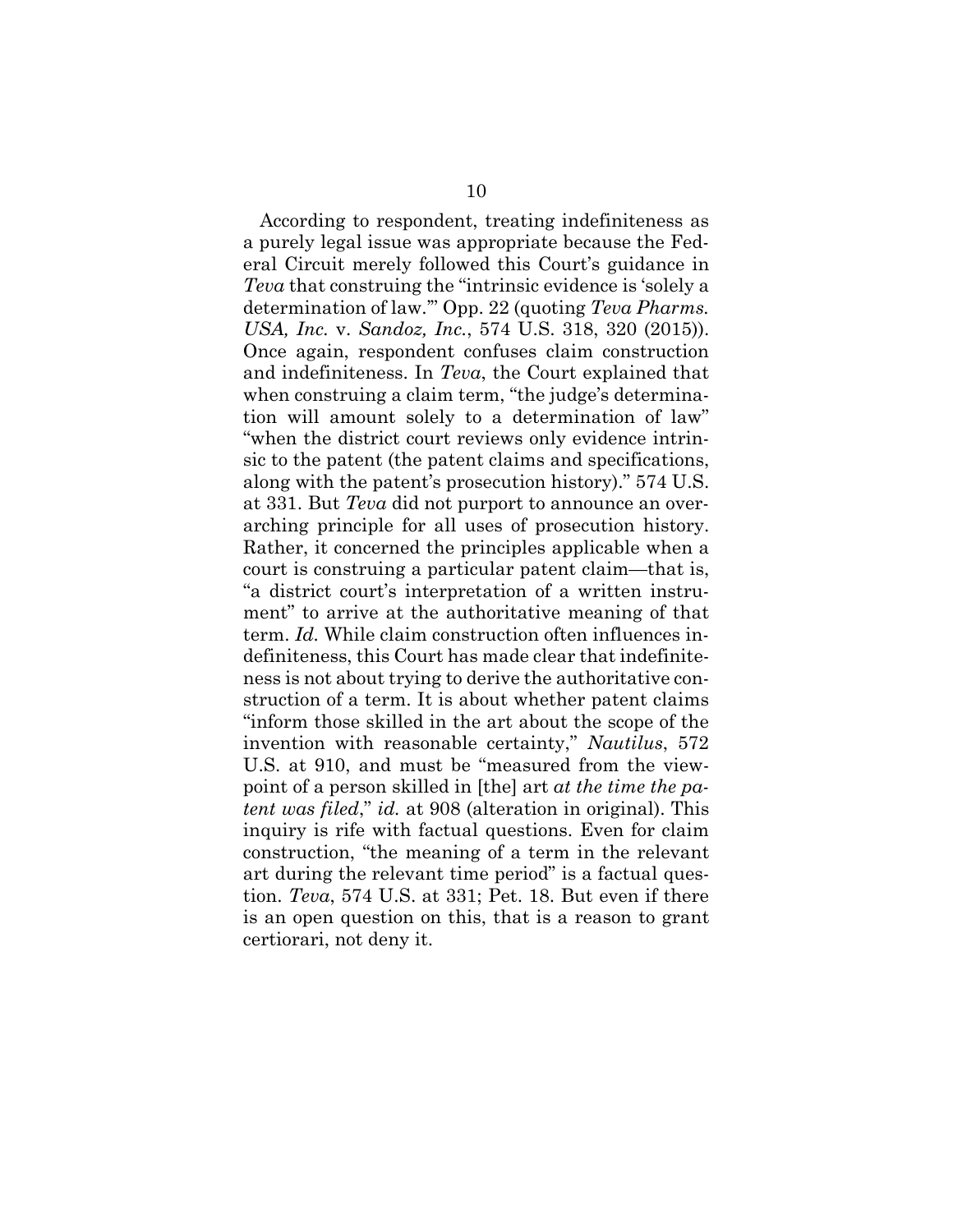According to respondent, treating indefiniteness as a purely legal issue was appropriate because the Federal Circuit merely followed this Court's guidance in *Teva* that construing the "intrinsic evidence is 'solely a determination of law.'" Opp. 22 (quoting *Teva Pharms. USA, Inc.* v. *Sandoz, Inc.*, 574 U.S. 318, 320 (2015)). Once again, respondent confuses claim construction and indefiniteness. In *Teva*, the Court explained that when construing a claim term, "the judge's determination will amount solely to a determination of law" "when the district court reviews only evidence intrinsic to the patent (the patent claims and specifications, along with the patent's prosecution history)." 574 U.S. at 331. But *Teva* did not purport to announce an overarching principle for all uses of prosecution history. Rather, it concerned the principles applicable when a court is construing a particular patent claim—that is, "a district court's interpretation of a written instrument" to arrive at the authoritative meaning of that term. *Id.* While claim construction often influences indefiniteness, this Court has made clear that indefiniteness is not about trying to derive the authoritative construction of a term. It is about whether patent claims "inform those skilled in the art about the scope of the invention with reasonable certainty," *Nautilus*, 572 U.S. at 910, and must be "measured from the viewpoint of a person skilled in [the] art *at the time the patent was filed*," *id.* at 908 (alteration in original). This inquiry is rife with factual questions. Even for claim construction, "the meaning of a term in the relevant art during the relevant time period" is a factual question. *Teva*, 574 U.S. at 331; Pet. 18. But even if there is an open question on this, that is a reason to grant certiorari, not deny it.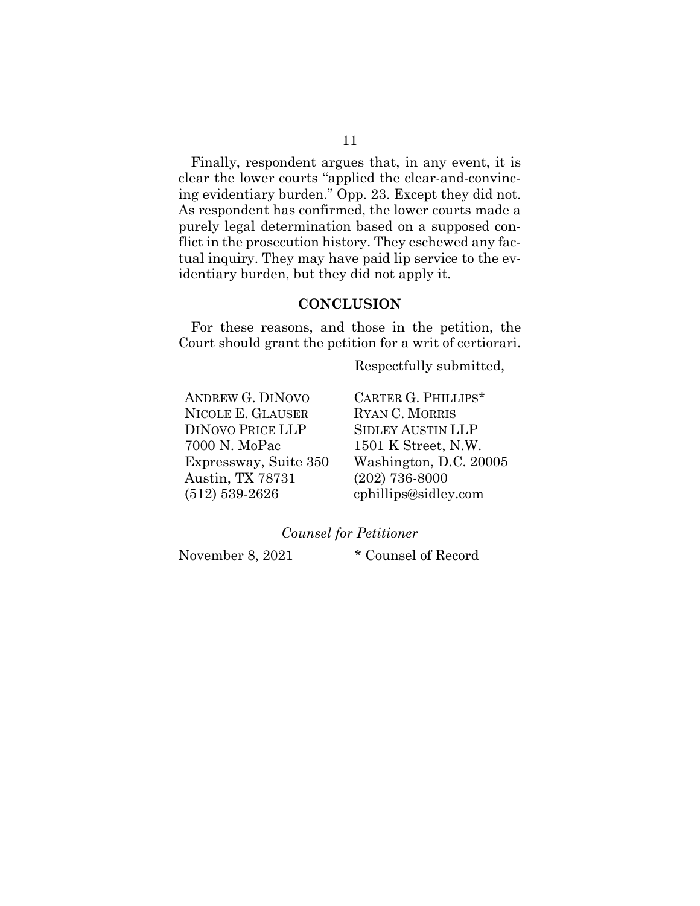Finally, respondent argues that, in any event, it is clear the lower courts "applied the clear-and-convincing evidentiary burden." Opp. 23. Except they did not. As respondent has confirmed, the lower courts made a purely legal determination based on a supposed conflict in the prosecution history. They eschewed any factual inquiry. They may have paid lip service to the evidentiary burden, but they did not apply it.

## CONCLUSION

For these reasons, and those in the petition, the Court should grant the petition for a writ of certiorari.

Respectfully submitted,

ANDREW G. DINOVO
NICOLE E. GLAUSER
DINOVO PRICE LLP
7000 N. MoPac
Expressway, Suite 350
Austin, TX 78731
(512) 539-2626

CARTER G. PHILLIPS*
RYAN C. MORRIS
SIDLEY AUSTIN LLP
1501 K Street, N.W.
Washington, D.C. 20005
(202) 736-8000
cphillips@sidley.com

*Counsel for Petitioner*

November 8, 2021

\* Counsel of Record